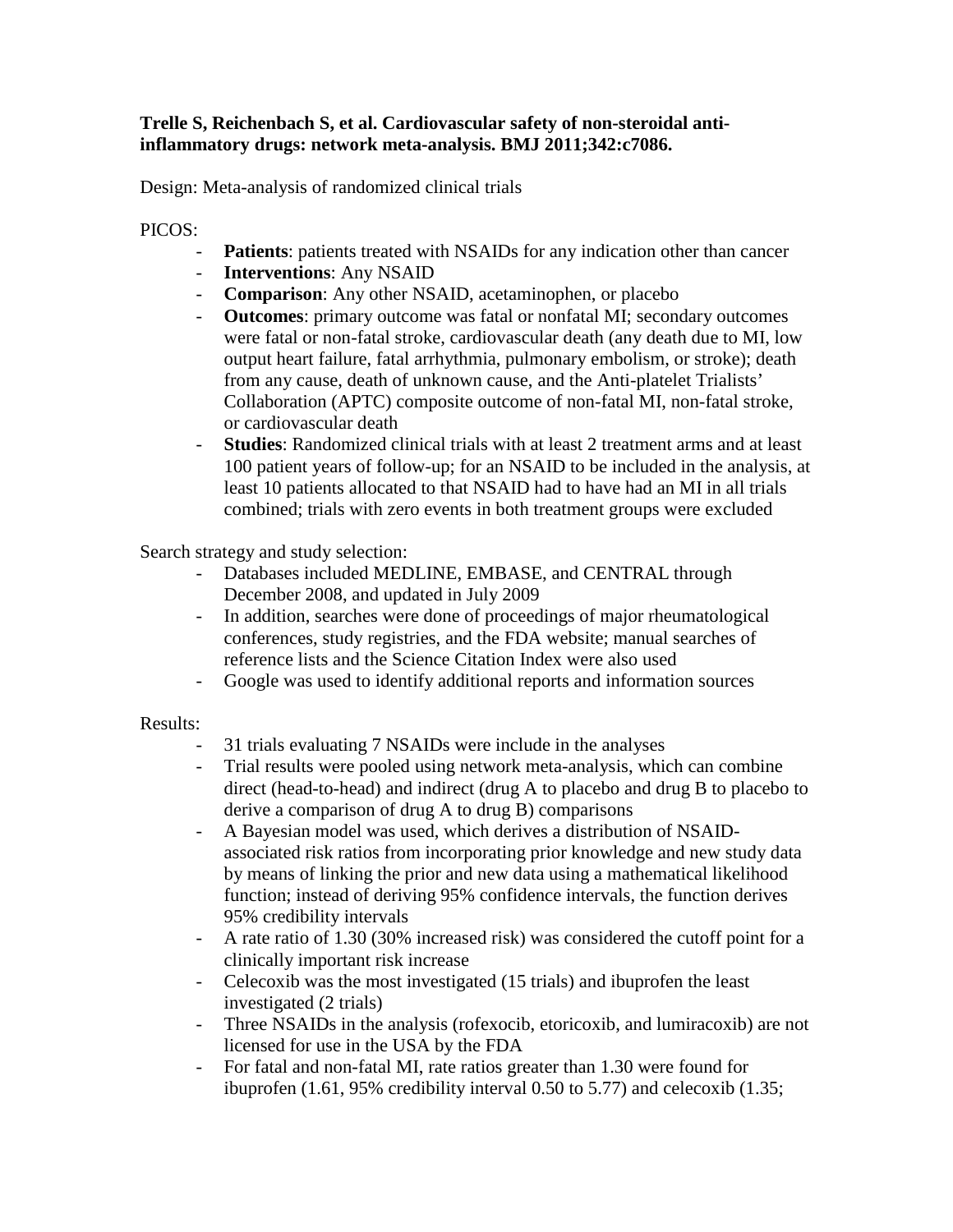**Trelle S, Reichenbach S, et al. Cardiovascular safety of non-steroidal anti-inflammatory drugs: network meta-analysis. BMJ 2011;342:c7086.**

Design: Meta-analysis of randomized clinical trials

PICOS:

- **Patients**: patients treated with NSAIDs for any indication other than cancer
- **Interventions**: Any NSAID
- **Comparison**: Any other NSAID, acetaminophen, or placebo
- **Outcomes**: primary outcome was fatal or nonfatal MI; secondary outcomes were fatal or non-fatal stroke, cardiovascular death (any death due to MI, low output heart failure, fatal arrhythmia, pulmonary embolism, or stroke); death from any cause, death of unknown cause, and the Anti-platelet Trialists' Collaboration (APTC) composite outcome of non-fatal MI, non-fatal stroke, or cardiovascular death
- **Studies**: Randomized clinical trials with at least 2 treatment arms and at least 100 patient years of follow-up; for an NSAID to be included in the analysis, at least 10 patients allocated to that NSAID had to have had an MI in all trials combined; trials with zero events in both treatment groups were excluded

Search strategy and study selection:

- Databases included MEDLINE, EMBASE, and CENTRAL through December 2008, and updated in July 2009
- In addition, searches were done of proceedings of major rheumatological conferences, study registries, and the FDA website; manual searches of reference lists and the Science Citation Index were also used
- Google was used to identify additional reports and information sources

Results:

- 31 trials evaluating 7 NSAIDs were include in the analyses
- Trial results were pooled using network meta-analysis, which can combine direct (head-to-head) and indirect (drug A to placebo and drug B to placebo to derive a comparison of drug A to drug B) comparisons
- A Bayesian model was used, which derives a distribution of NSAID-associated risk ratios from incorporating prior knowledge and new study data by means of linking the prior and new data using a mathematical likelihood function; instead of deriving 95% confidence intervals, the function derives 95% credibility intervals
- A rate ratio of 1.30 (30% increased risk) was considered the cutoff point for a clinically important risk increase
- Celecoxib was the most investigated (15 trials) and ibuprofen the least investigated (2 trials)
- Three NSAIDs in the analysis (rofexocib, etoricoxib, and lumiracoxib) are not licensed for use in the USA by the FDA
- For fatal and non-fatal MI, rate ratios greater than 1.30 were found for ibuprofen (1.61, 95% credibility interval 0.50 to 5.77) and celecoxib (1.35;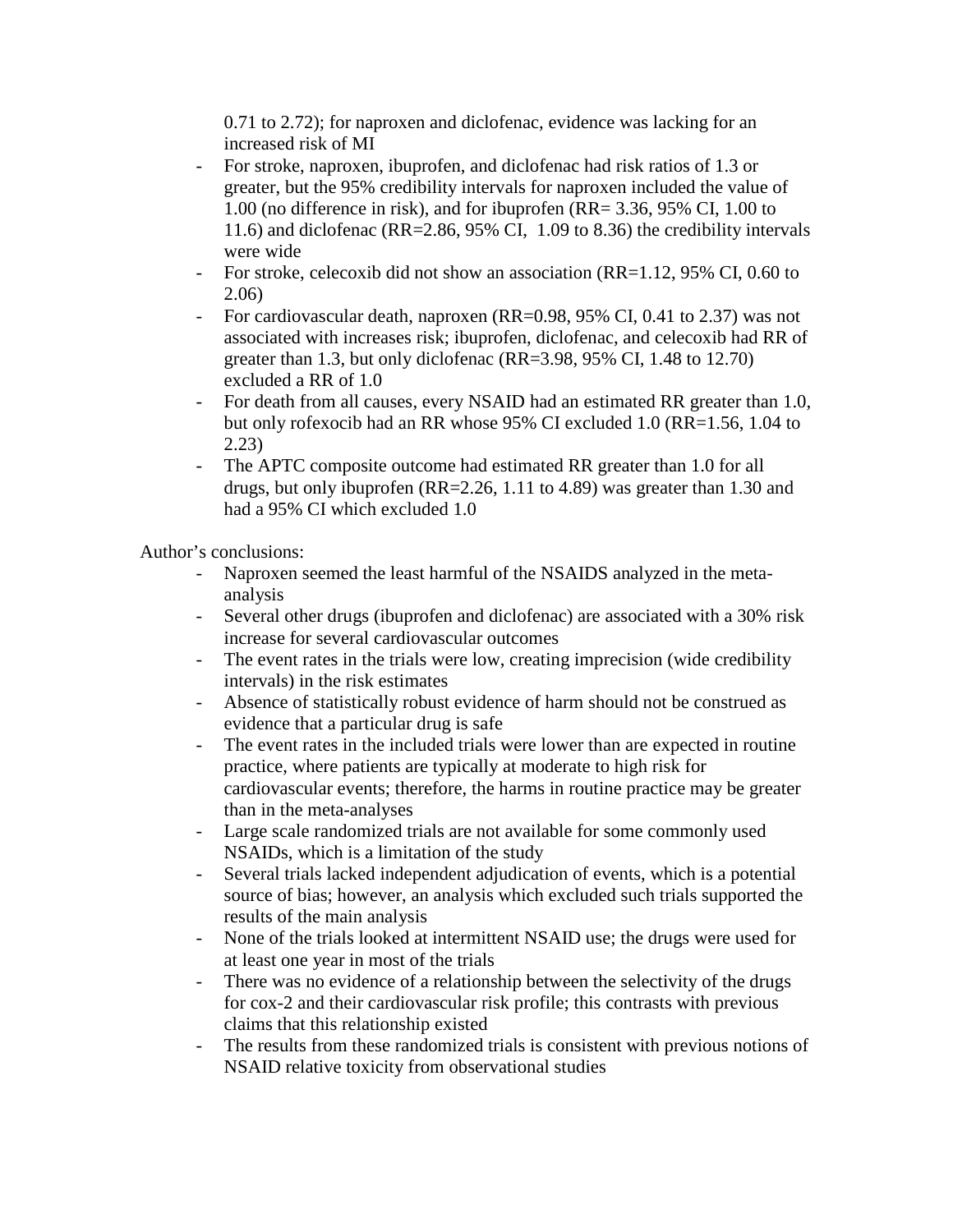0.71 to 2.72); for naproxen and diclofenac, evidence was lacking for an increased risk of MI

- For stroke, naproxen, ibuprofen, and diclofenac had risk ratios of 1.3 or greater, but the 95% credibility intervals for naproxen included the value of 1.00 (no difference in risk), and for ibuprofen (RR= 3.36, 95% CI, 1.00 to 11.6) and diclofenac (RR=2.86, 95% CI, 1.09 to 8.36) the credibility intervals were wide
- For stroke, celecoxib did not show an association (RR=1.12, 95% CI, 0.60 to 2.06)
- For cardiovascular death, naproxen (RR=0.98, 95% CI, 0.41 to 2.37) was not associated with increases risk; ibuprofen, diclofenac, and celecoxib had RR of greater than 1.3, but only diclofenac (RR=3.98, 95% CI, 1.48 to 12.70) excluded a RR of 1.0
- For death from all causes, every NSAID had an estimated RR greater than 1.0, but only rofexocib had an RR whose 95% CI excluded 1.0 (RR=1.56, 1.04 to 2.23)
- The APTC composite outcome had estimated RR greater than 1.0 for all drugs, but only ibuprofen (RR=2.26, 1.11 to 4.89) was greater than 1.30 and had a 95% CI which excluded 1.0

Author's conclusions:

- Naproxen seemed the least harmful of the NSAIDS analyzed in the meta-analysis
- Several other drugs (ibuprofen and diclofenac) are associated with a 30% risk increase for several cardiovascular outcomes
- The event rates in the trials were low, creating imprecision (wide credibility intervals) in the risk estimates
- Absence of statistically robust evidence of harm should not be construed as evidence that a particular drug is safe
- The event rates in the included trials were lower than are expected in routine practice, where patients are typically at moderate to high risk for cardiovascular events; therefore, the harms in routine practice may be greater than in the meta-analyses
- Large scale randomized trials are not available for some commonly used NSAIDs, which is a limitation of the study
- Several trials lacked independent adjudication of events, which is a potential source of bias; however, an analysis which excluded such trials supported the results of the main analysis
- None of the trials looked at intermittent NSAID use; the drugs were used for at least one year in most of the trials
- There was no evidence of a relationship between the selectivity of the drugs for cox-2 and their cardiovascular risk profile; this contrasts with previous claims that this relationship existed
- The results from these randomized trials is consistent with previous notions of NSAID relative toxicity from observational studies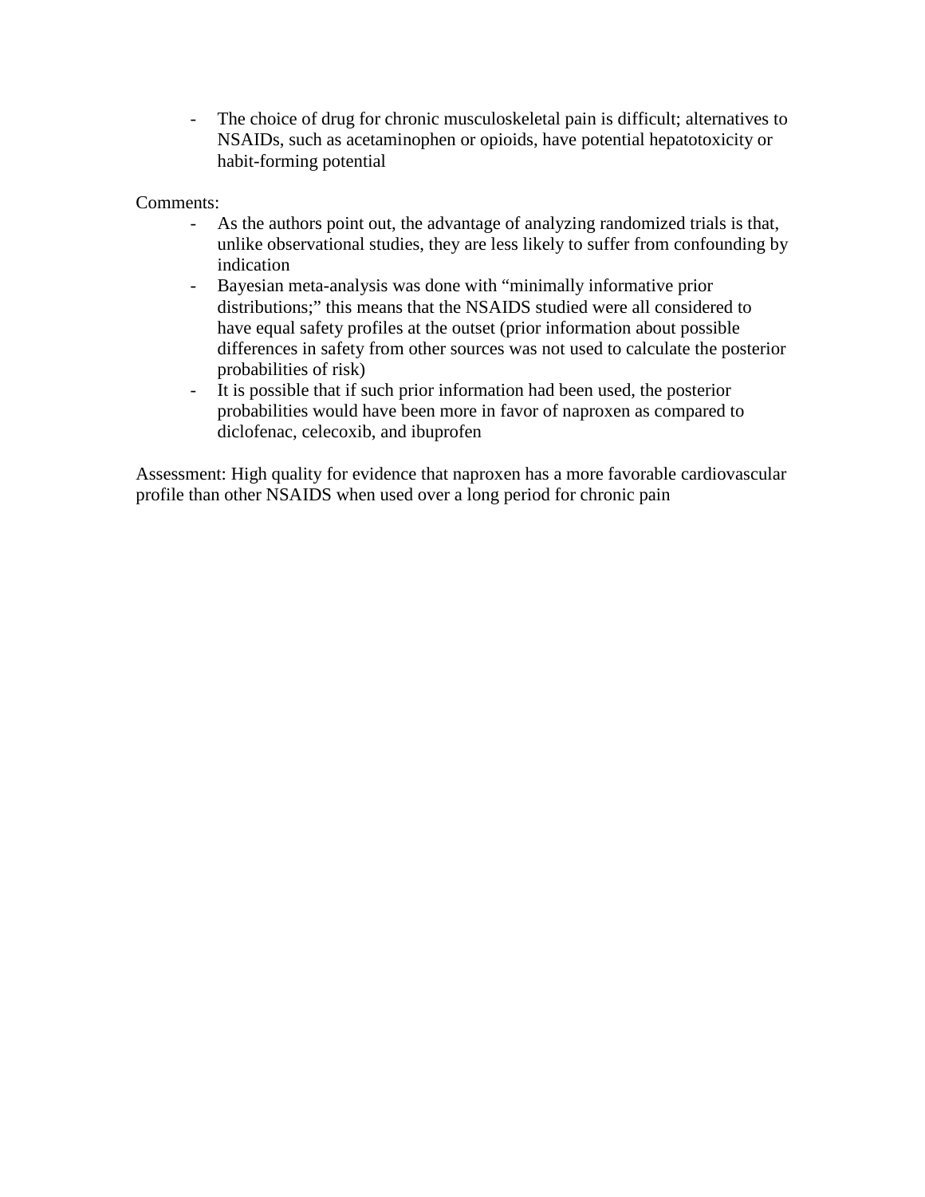- The choice of drug for chronic musculoskeletal pain is difficult; alternatives to NSAIDs, such as acetaminophen or opioids, have potential hepatotoxicity or habit-forming potential

Comments:

- As the authors point out, the advantage of analyzing randomized trials is that, unlike observational studies, they are less likely to suffer from confounding by indication
- Bayesian meta-analysis was done with "minimally informative prior distributions;" this means that the NSAIDS studied were all considered to have equal safety profiles at the outset (prior information about possible differences in safety from other sources was not used to calculate the posterior probabilities of risk)
- It is possible that if such prior information had been used, the posterior probabilities would have been more in favor of naproxen as compared to diclofenac, celecoxib, and ibuprofen

Assessment: High quality for evidence that naproxen has a more favorable cardiovascular profile than other NSAIDS when used over a long period for chronic pain